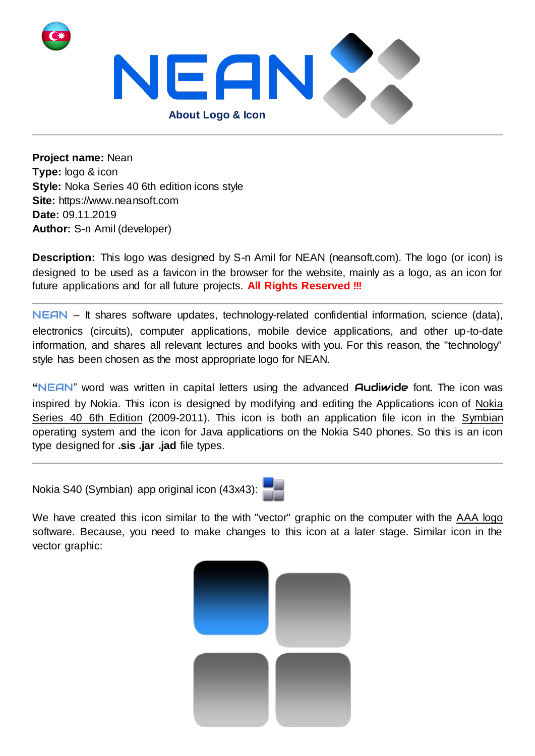# NEAN

**About Logo & Icon**

---

**Project name:** Nean
**Type:** logo & icon
**Style:** Noka Series 40 6th edition icons style
**Site:** https://www.neansoft.com
**Date:** 09.11.2019
**Author:** S-n Amil (developer)

**Description:** This logo was designed by S-n Amil for NEAN (neansoft.com). The logo (or icon) is designed to be used as a favicon in the browser for the website, mainly as a logo, as an icon for future applications and for all future projects. **All Rights Reserved !!!**

---

NEAN – It shares software updates, technology-related confidential information, science (data), electronics (circuits), computer applications, mobile device applications, and other up-to-date information, and shares all relevant lectures and books with you. For this reason, the "technology" style has been chosen as the most appropriate logo for NEAN.

"NEAN" word was written in capital letters using the advanced **Audiwide** font. The icon was inspired by Nokia. This icon is designed by modifying and editing the Applications icon of Nokia Series 40 6th Edition (2009-2011). This icon is both an application file icon in the Symbian operating system and the icon for Java applications on the Nokia S40 phones. So this is an icon type designed for **.sis .jar .jad** file types.

---

Nokia S40 (Symbian) app original icon (43x43):

We have created this icon similar to the with "vector" graphic on the computer with the AAA logo software. Because, you need to make changes to this icon at a later stage. Similar icon in the vector graphic: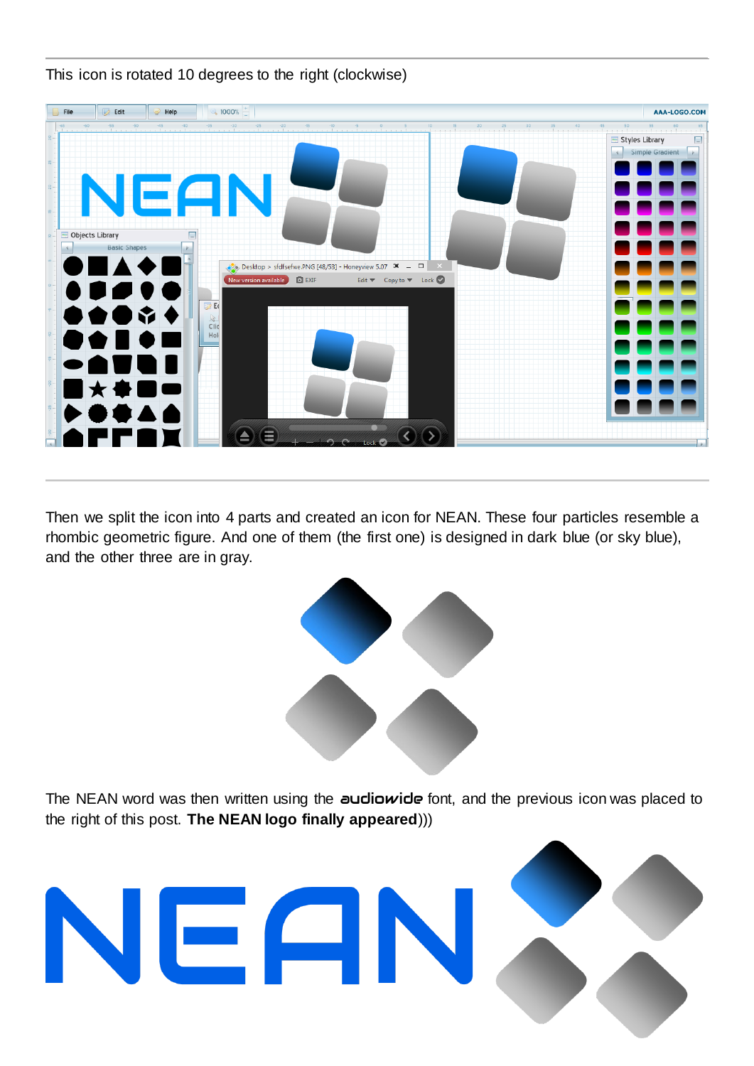This icon is rotated 10 degrees to the right (clockwise)

Then we split the icon into 4 parts and created an icon for NEAN. These four particles resemble a rhombic geometric figure. And one of them (the first one) is designed in dark blue (or sky blue), and the other three are in gray.

The NEAN word was then written using the audiowide font, and the previous icon was placed to the right of this post. **The NEAN logo finally appeared**)))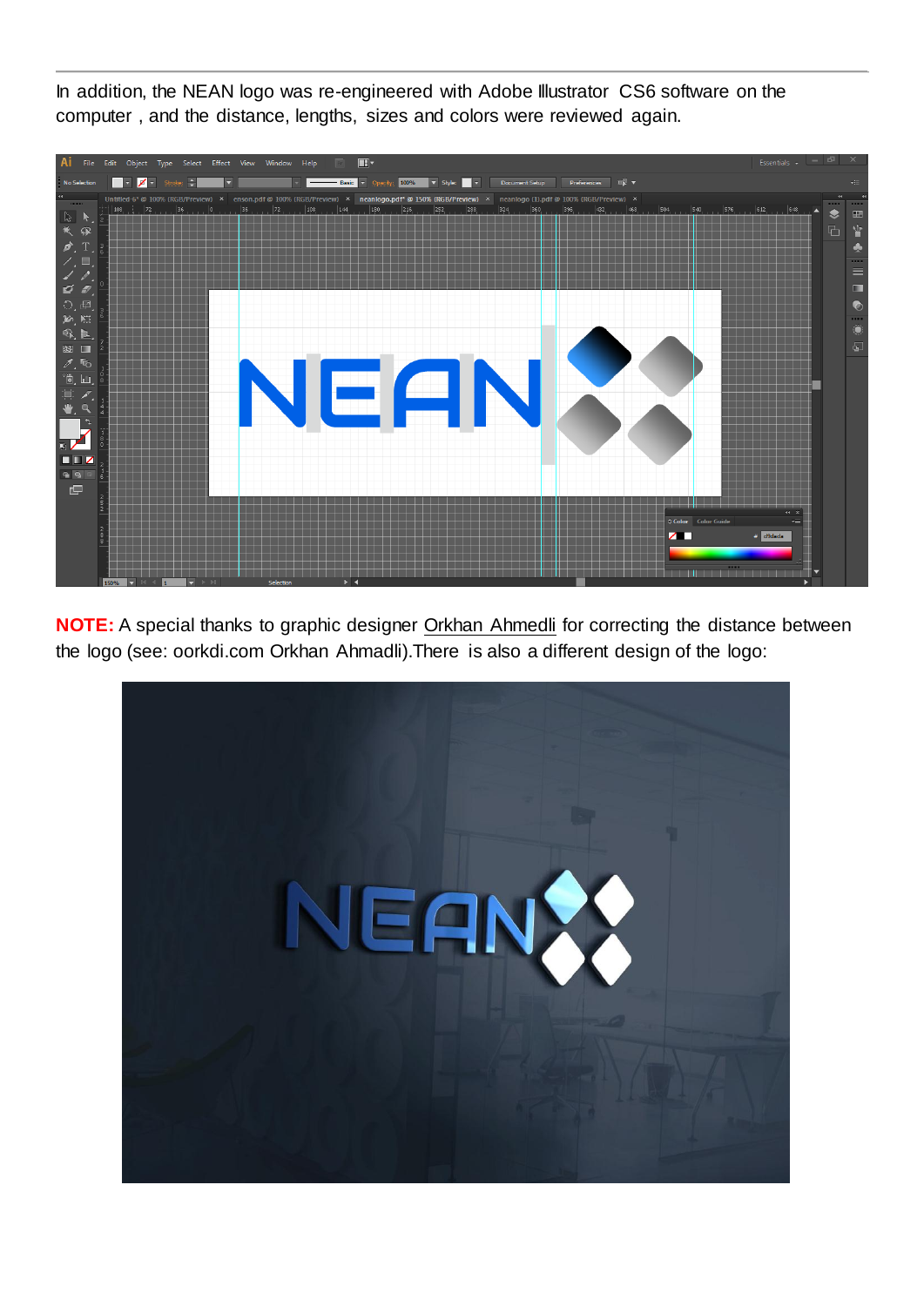In addition, the NEAN logo was re-engineered with Adobe Illustrator CS6 software on the computer , and the distance, lengths, sizes and colors were reviewed again.

**NOTE:** A special thanks to graphic designer Orkhan Ahmedli for correcting the distance between the logo (see: oorkdi.com Orkhan Ahmadli).There is also a different design of the logo: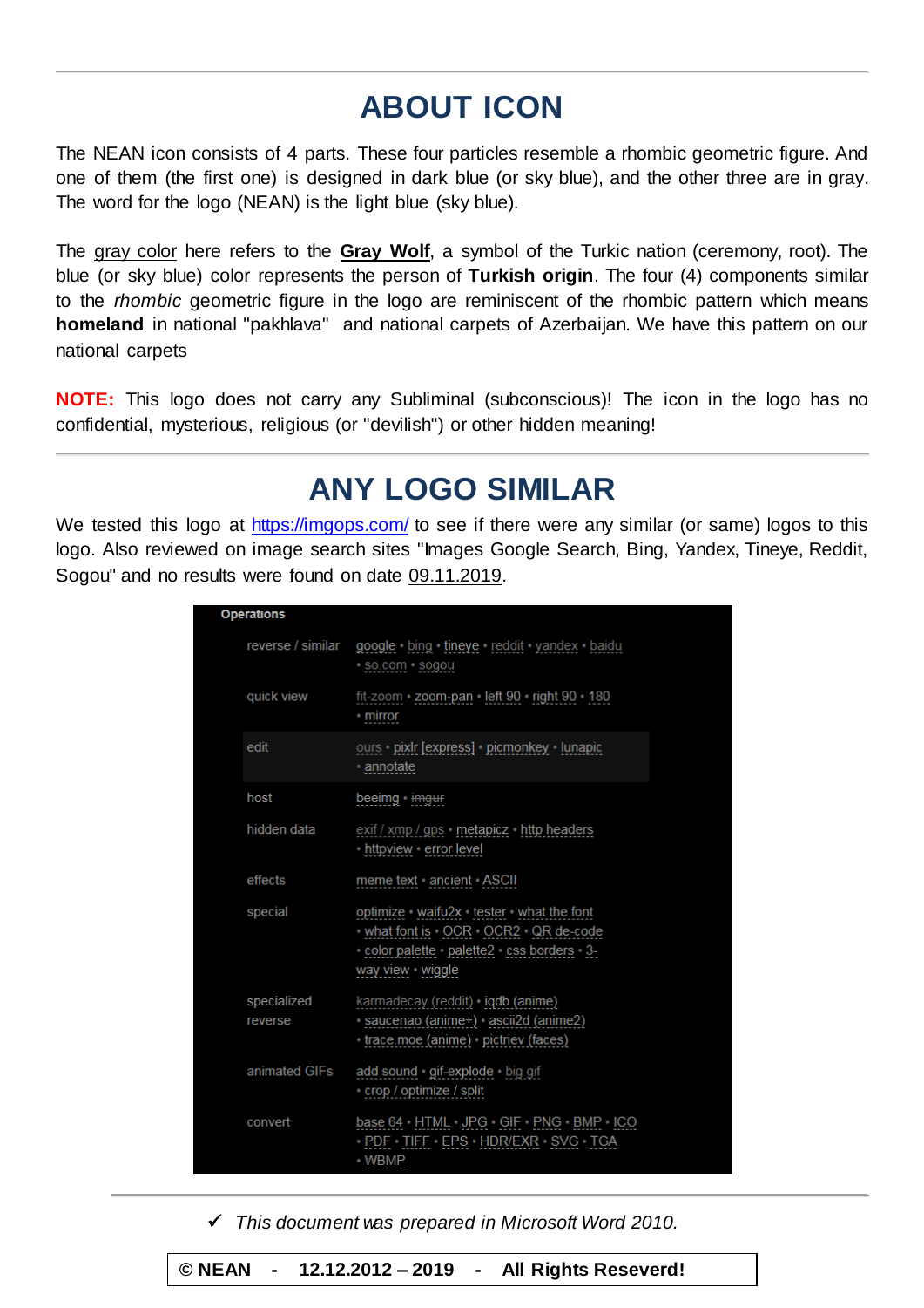## ABOUT ICON

The NEAN icon consists of 4 parts. These four particles resemble a rhombic geometric figure. And one of them (the first one) is designed in dark blue (or sky blue), and the other three are in gray. The word for the logo (NEAN) is the light blue (sky blue).

The gray color here refers to the **Gray Wolf**, a symbol of the Turkic nation (ceremony, root). The blue (or sky blue) color represents the person of **Turkish origin**. The four (4) components similar to the *rhombic* geometric figure in the logo are reminiscent of the rhombic pattern which means **homeland** in national "pakhlava" and national carpets of Azerbaijan. We have this pattern on our national carpets

**NOTE:** This logo does not carry any Subliminal (subconscious)! The icon in the logo has no confidential, mysterious, religious (or "devilish") or other hidden meaning!

## ANY LOGO SIMILAR

We tested this logo at https://imgops.com/ to see if there were any similar (or same) logos to this logo. Also reviewed on image search sites "Images Google Search, Bing, Yandex, Tineye, Reddit, Sogou" and no results were found on date 09.11.2019.

| Operations | |
|---|---|
| reverse / similar | google • bing • tineye • reddit • yandex • baidu • so.com • sogou |
| quick view | fit-zoom • zoom-pan • left 90 • right 90 • 180 • mirror |
| edit | ours • pixlr [express] • picmonkey • lunapic • annotate |
| host | beeimg • imgur |
| hidden data | exif / xmp / gps • metapicz • http headers • httpview • error level |
| effects | meme text • ancient • ASCII |
| special | optimize • waifu2x • tester • what the font • what font is • OCR • OCR2 • QR de-code • color palette • palette2 • css borders • 3-way view • wiggle |
| specialized reverse | karmadecay (reddit) • iqdb (anime) • saucenao (anime+) • ascii2d (anime2) • trace.moe (anime) • pictriev (faces) |
| animated GIFs | add sound • gif-explode • big gif • crop / optimize / split |
| convert | base 64 • HTML • JPG • GIF • PNG • BMP • ICO • PDF • TIFF • EPS • HDR/EXR • SVG • TGA • WBMP |

✓ *This document was prepared in Microsoft Word 2010.*

**© NEAN - 12.12.2012 – 2019 - All Rights Reseverd!**